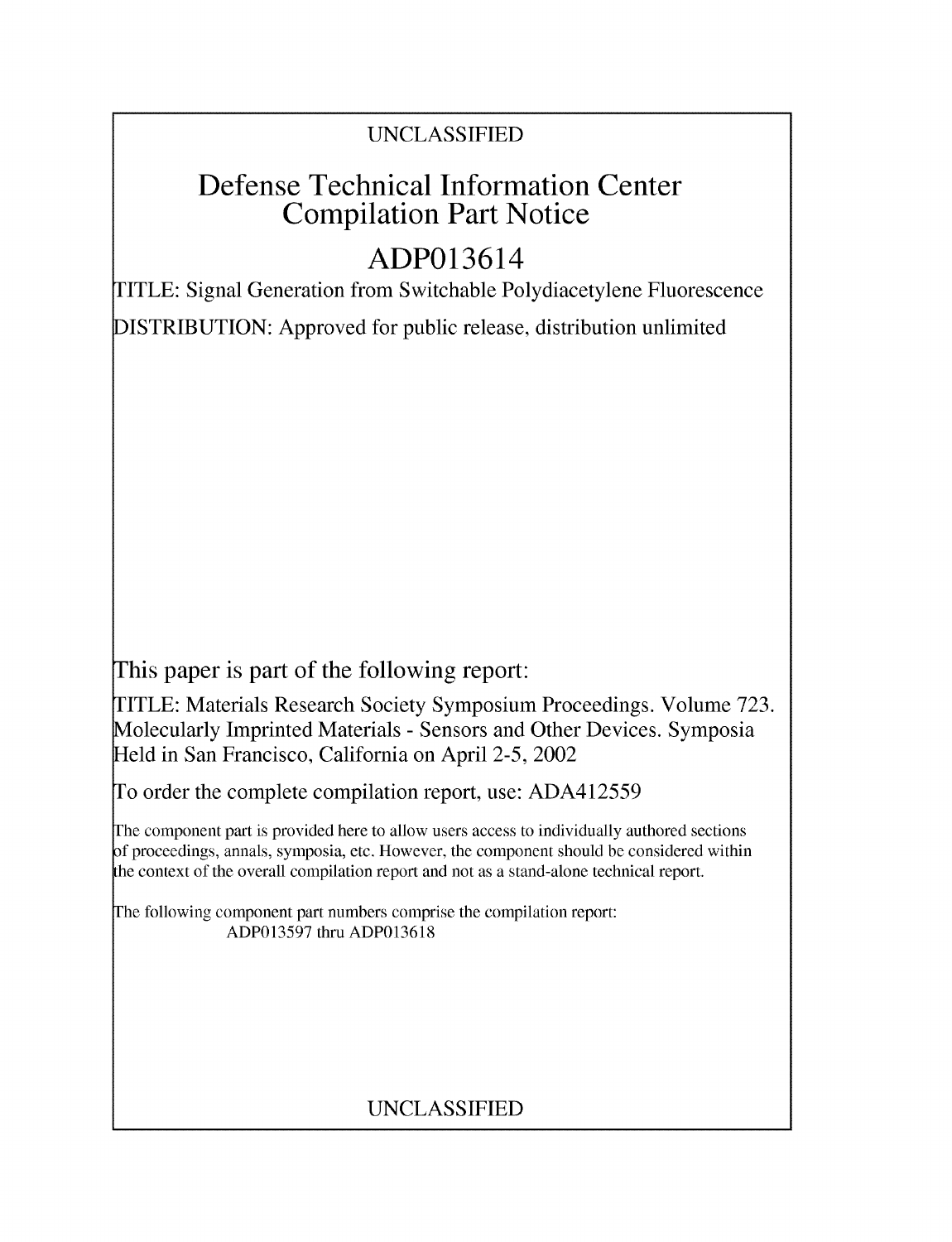UNCLASSIFIED

# Defense Technical Information Center Compilation Part Notice

## ADP013614

TITLE: Signal Generation from Switchable Polydiacetylene Fluorescence

DISTRIBUTION: Approved for public release, distribution unlimited

This paper is part of the following report:

TITLE: Materials Research Society Symposium Proceedings. Volume 723. Molecularly Imprinted Materials - Sensors and Other Devices. Symposia Held in San Francisco, California on April 2-5, 2002

To order the complete compilation report, use: ADA412559

The component part is provided here to allow users access to individually authored sections of proceedings, annals, symposia, etc. However, the component should be considered within the context of the overall compilation report and not as a stand-alone technical report.

The following component part numbers comprise the compilation report:
ADP013597 thru ADP013618

UNCLASSIFIED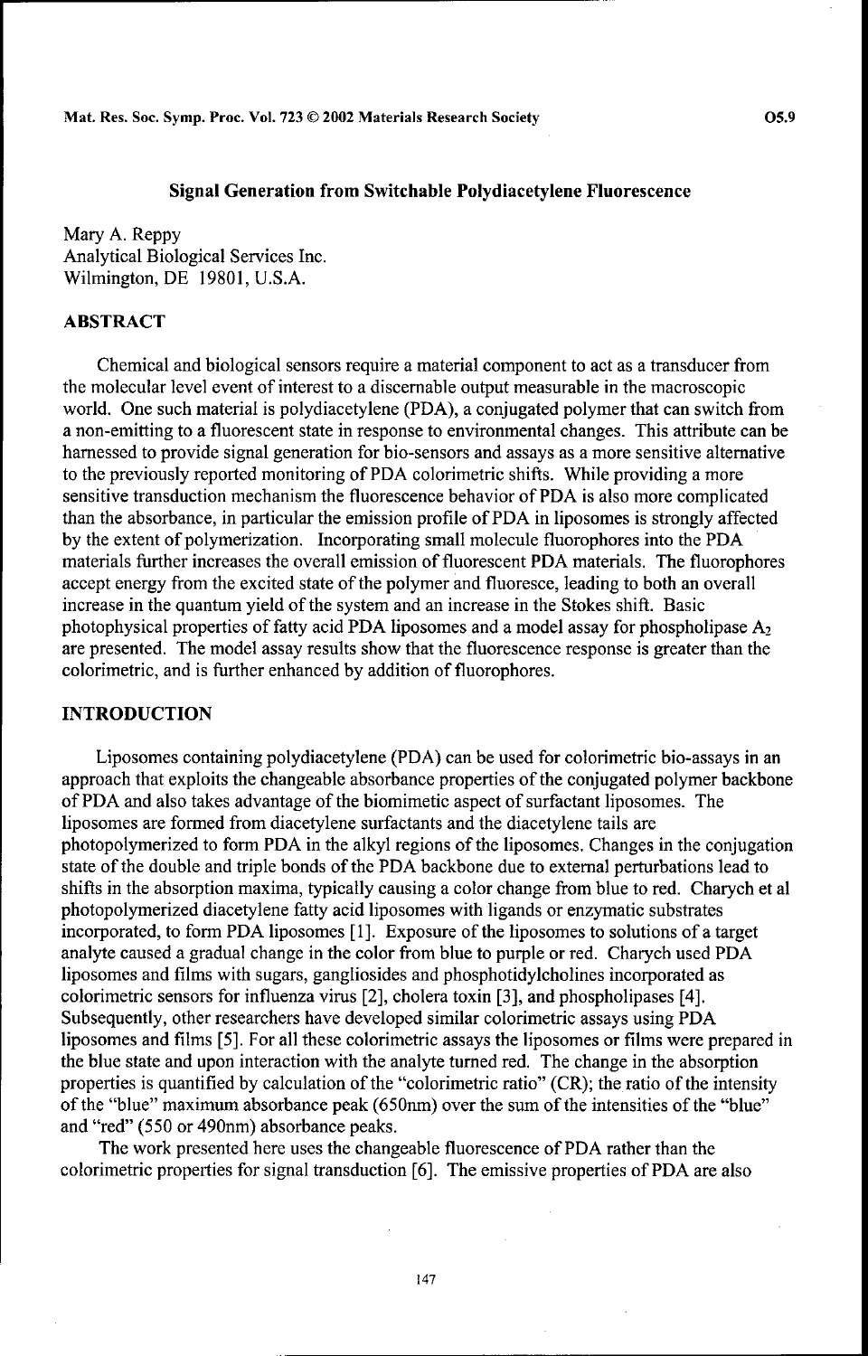# Signal Generation from Switchable Polydiacetylene Fluorescence

Mary A. Reppy
Analytical Biological Services Inc.
Wilmington, DE 19801, U.S.A.

## ABSTRACT

Chemical and biological sensors require a material component to act as a transducer from the molecular level event of interest to a discernable output measurable in the macroscopic world. One such material is polydiacetylene (PDA), a conjugated polymer that can switch from a non-emitting to a fluorescent state in response to environmental changes. This attribute can be harnessed to provide signal generation for bio-sensors and assays as a more sensitive alternative to the previously reported monitoring of PDA colorimetric shifts. While providing a more sensitive transduction mechanism the fluorescence behavior of PDA is also more complicated than the absorbance, in particular the emission profile of PDA in liposomes is strongly affected by the extent of polymerization. Incorporating small molecule fluorophores into the PDA materials further increases the overall emission of fluorescent PDA materials. The fluorophores accept energy from the excited state of the polymer and fluoresce, leading to both an overall increase in the quantum yield of the system and an increase in the Stokes shift. Basic photophysical properties of fatty acid PDA liposomes and a model assay for phospholipase $A_2$ are presented. The model assay results show that the fluorescence response is greater than the colorimetric, and is further enhanced by addition of fluorophores.

## INTRODUCTION

Liposomes containing polydiacetylene (PDA) can be used for colorimetric bio-assays in an approach that exploits the changeable absorbance properties of the conjugated polymer backbone of PDA and also takes advantage of the biomimetic aspect of surfactant liposomes. The liposomes are formed from diacetylene surfactants and the diacetylene tails are photopolymerized to form PDA in the alkyl regions of the liposomes. Changes in the conjugation state of the double and triple bonds of the PDA backbone due to external perturbations lead to shifts in the absorption maxima, typically causing a color change from blue to red. Charych et al photopolymerized diacetylene fatty acid liposomes with ligands or enzymatic substrates incorporated, to form PDA liposomes [1]. Exposure of the liposomes to solutions of a target analyte caused a gradual change in the color from blue to purple or red. Charych used PDA liposomes and films with sugars, gangliosides and phosphotidylcholines incorporated as colorimetric sensors for influenza virus [2], cholera toxin [3], and phospholipases [4]. Subsequently, other researchers have developed similar colorimetric assays using PDA liposomes and films [5]. For all these colorimetric assays the liposomes or films were prepared in the blue state and upon interaction with the analyte turned red. The change in the absorption properties is quantified by calculation of the "colorimetric ratio" (CR); the ratio of the intensity of the "blue" maximum absorbance peak (650nm) over the sum of the intensities of the "blue" and "red" (550 or 490nm) absorbance peaks.

The work presented here uses the changeable fluorescence of PDA rather than the colorimetric properties for signal transduction [6]. The emissive properties of PDA are also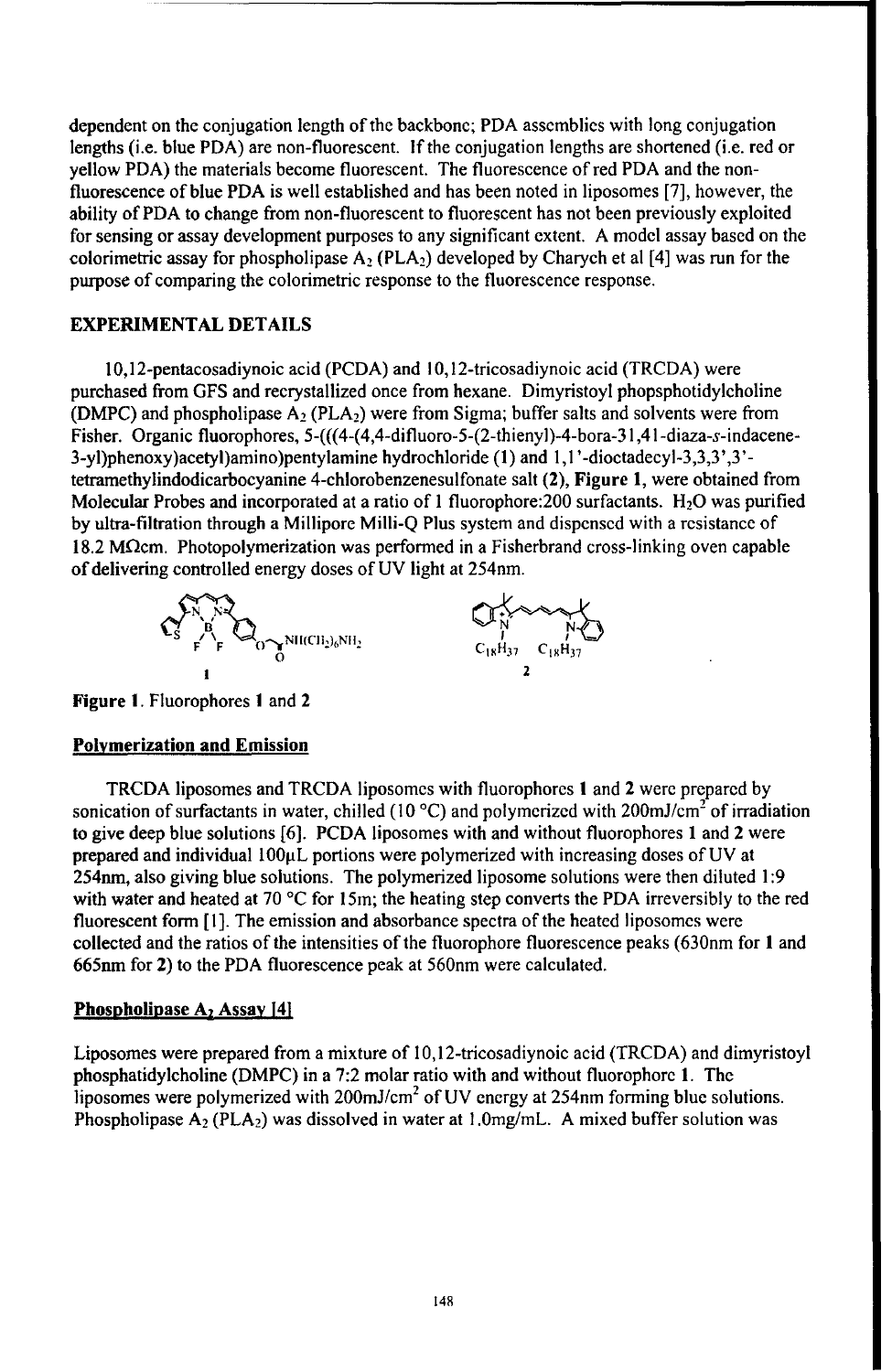dependent on the conjugation length of the backbone; PDA assemblies with long conjugation lengths (i.e. blue PDA) are non-fluorescent. If the conjugation lengths are shortened (i.e. red or yellow PDA) the materials become fluorescent. The fluorescence of red PDA and the non-fluorescence of blue PDA is well established and has been noted in liposomes [7], however, the ability of PDA to change from non-fluorescent to fluorescent has not been previously exploited for sensing or assay development purposes to any significant extent. A model assay based on the colorimetric assay for phospholipase $A_2$ ($PLA_2$) developed by Charych et al [4] was run for the purpose of comparing the colorimetric response to the fluorescence response.

## EXPERIMENTAL DETAILS

10,12-pentacosadiynoic acid (PCDA) and 10,12-tricosadiynoic acid (TRCDA) were purchased from GFS and recrystallized once from hexane. Dimyristoyl phopsphotidylcholine (DMPC) and phospholipase $A_2$ ($PLA_2$) were from Sigma; buffer salts and solvents were from Fisher. Organic fluorophores, 5-(((4-(4,4-difluoro-5-(2-thienyl)-4-bora-31,41-diaza-*s*-indacene-3-yl)phenoxy)acetyl)amino)pentylamine hydrochloride (**1**) and 1,1'-dioctadecyl-3,3,3',3'-tetramethylindodicarbocyanine 4-chlorobenzenesulfonate salt (**2**), **Figure 1**, were obtained from Molecular Probes and incorporated at a ratio of 1 fluorophore:200 surfactants. $H_2O$ was purified by ultra-filtration through a Millipore Milli-Q Plus system and dispensed with a resistance of 18.2 MΩcm. Photopolymerization was performed in a Fisherbrand cross-linking oven capable of delivering controlled energy doses of UV light at 254nm.

**Figure 1**. Fluorophores **1** and **2**

### Polymerization and Emission

TRCDA liposomes and TRCDA liposomes with fluorophores **1** and **2** were prepared by sonication of surfactants in water, chilled (10 °C) and polymerized with 200mJ/cm$^2$ of irradiation to give deep blue solutions [6]. PCDA liposomes with and without fluorophores **1** and **2** were prepared and individual 100μL portions were polymerized with increasing doses of UV at 254nm, also giving blue solutions. The polymerized liposome solutions were then diluted 1:9 with water and heated at 70 °C for 15m; the heating step converts the PDA irreversibly to the red fluorescent form [1]. The emission and absorbance spectra of the heated liposomes were collected and the ratios of the intensities of the fluorophore fluorescence peaks (630nm for **1** and 665nm for **2**) to the PDA fluorescence peak at 560nm were calculated.

### Phospholipase $A_2$ Assay [4]

Liposomes were prepared from a mixture of 10,12-tricosadiynoic acid (TRCDA) and dimyristoyl phosphatidylcholine (DMPC) in a 7:2 molar ratio with and without fluorophore **1**. The liposomes were polymerized with 200mJ/cm$^2$ of UV energy at 254nm forming blue solutions. Phospholipase $A_2$ ($PLA_2$) was dissolved in water at 1.0mg/mL. A mixed buffer solution was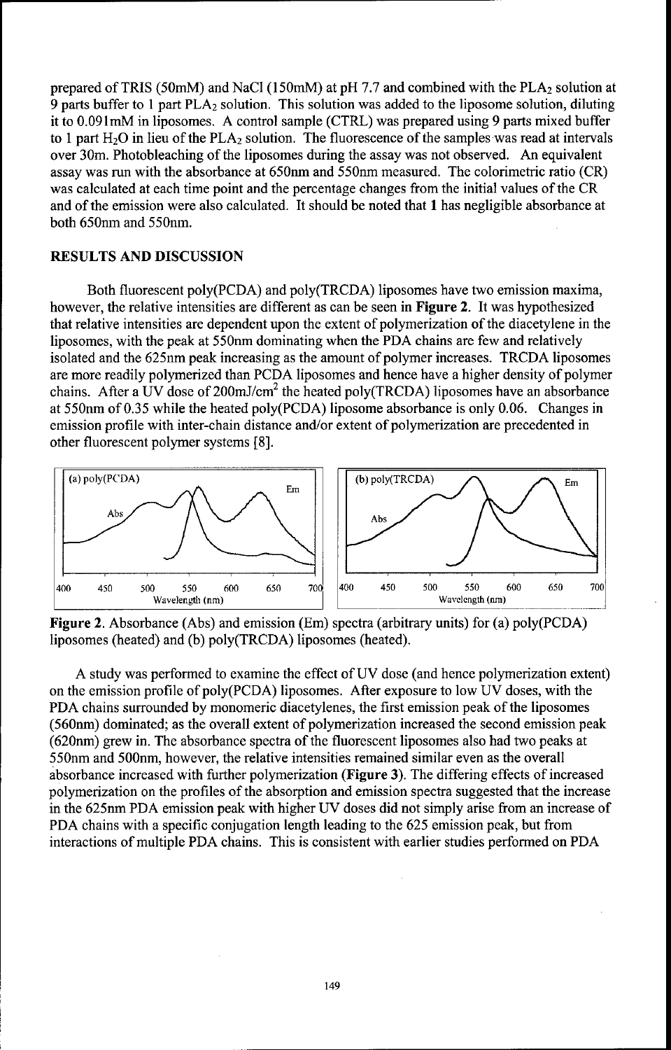prepared of TRIS (50mM) and NaCl (150mM) at pH 7.7 and combined with the $PLA_2$ solution at 9 parts buffer to 1 part $PLA_2$ solution. This solution was added to the liposome solution, diluting it to 0.091mM in liposomes. A control sample (CTRL) was prepared using 9 parts mixed buffer to 1 part $H_2O$ in lieu of the $PLA_2$ solution. The fluorescence of the samples was read at intervals over 30m. Photobleaching of the liposomes during the assay was not observed. An equivalent assay was run with the absorbance at 650nm and 550nm measured. The colorimetric ratio (CR) was calculated at each time point and the percentage changes from the initial values of the CR and of the emission were also calculated. It should be noted that **1** has negligible absorbance at both 650nm and 550nm.

## RESULTS AND DISCUSSION

Both fluorescent poly(PCDA) and poly(TRCDA) liposomes have two emission maxima, however, the relative intensities are different as can be seen in **Figure 2**. It was hypothesized that relative intensities are dependent upon the extent of polymerization of the diacetylene in the liposomes, with the peak at 550nm dominating when the PDA chains are few and relatively isolated and the 625nm peak increasing as the amount of polymer increases. TRCDA liposomes are more readily polymerized than PCDA liposomes and hence have a higher density of polymer chains. After a UV dose of $200mJ/cm^2$ the heated poly(TRCDA) liposomes have an absorbance at 550nm of 0.35 while the heated poly(PCDA) liposome absorbance is only 0.06. Changes in emission profile with inter-chain distance and/or extent of polymerization are precedented in other fluorescent polymer systems [8].

**Figure 2**. Absorbance (Abs) and emission (Em) spectra (arbitrary units) for (a) poly(PCDA) liposomes (heated) and (b) poly(TRCDA) liposomes (heated).

A study was performed to examine the effect of UV dose (and hence polymerization extent) on the emission profile of poly(PCDA) liposomes. After exposure to low UV doses, with the PDA chains surrounded by monomeric diacetylenes, the first emission peak of the liposomes (560nm) dominated; as the overall extent of polymerization increased the second emission peak (620nm) grew in. The absorbance spectra of the fluorescent liposomes also had two peaks at 550nm and 500nm, however, the relative intensities remained similar even as the overall absorbance increased with further polymerization (**Figure 3**). The differing effects of increased polymerization on the profiles of the absorption and emission spectra suggested that the increase in the 625nm PDA emission peak with higher UV doses did not simply arise from an increase of PDA chains with a specific conjugation length leading to the 625 emission peak, but from interactions of multiple PDA chains. This is consistent with earlier studies performed on PDA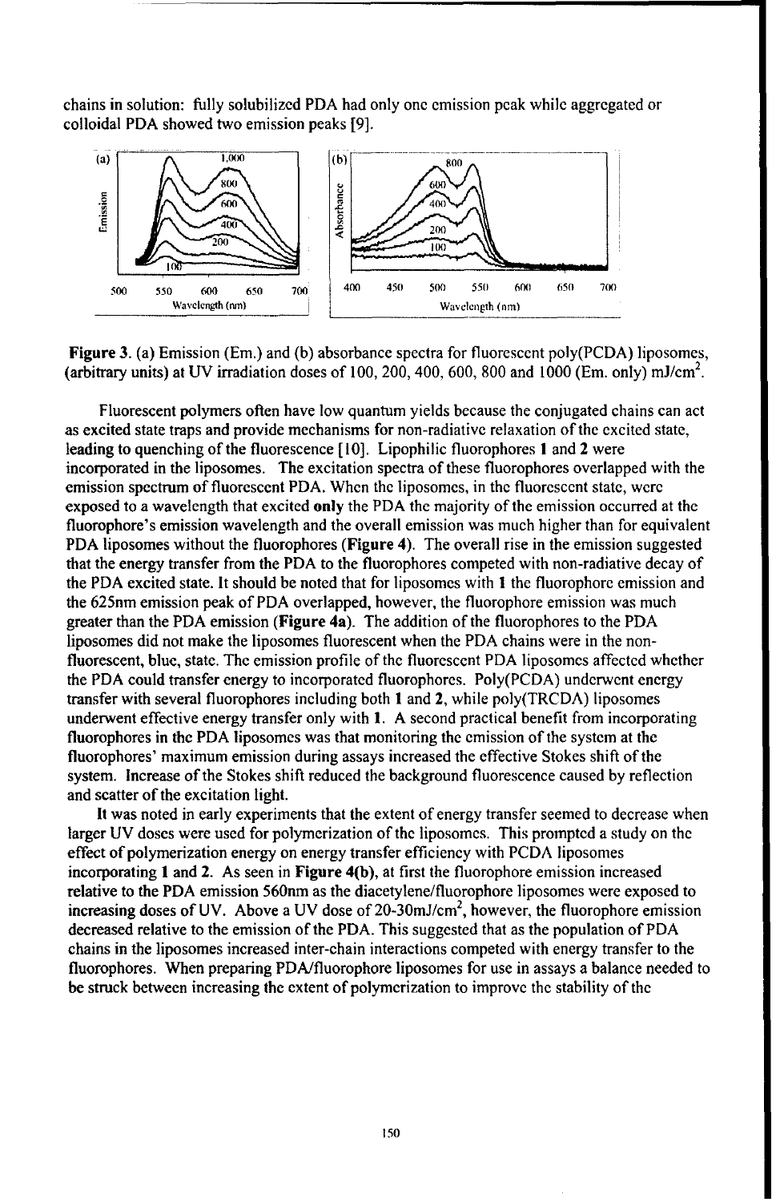chains in solution: fully solubilized PDA had only one emission peak while aggregated or colloidal PDA showed two emission peaks [9].

**Figure 3**. (a) Emission (Em.) and (b) absorbance spectra for fluorescent poly(PCDA) liposomes, (arbitrary units) at UV irradiation doses of 100, 200, 400, 600, 800 and 1000 (Em. only) mJ/cm$^2$.

Fluorescent polymers often have low quantum yields because the conjugated chains can act as excited state traps and provide mechanisms for non-radiative relaxation of the excited state, leading to quenching of the fluorescence [10]. Lipophilic fluorophores **1** and **2** were incorporated in the liposomes. The excitation spectra of these fluorophores overlapped with the emission spectrum of fluorescent PDA. When the liposomes, in the fluorescent state, were exposed to a wavelength that excited **only** the PDA the majority of the emission occurred at the fluorophore's emission wavelength and the overall emission was much higher than for equivalent PDA liposomes without the fluorophores (**Figure 4**). The overall rise in the emission suggested that the energy transfer from the PDA to the fluorophores competed with non-radiative decay of the PDA excited state. It should be noted that for liposomes with **1** the fluorophore emission and the 625nm emission peak of PDA overlapped, however, the fluorophore emission was much greater than the PDA emission (**Figure 4a**). The addition of the fluorophores to the PDA liposomes did not make the liposomes fluorescent when the PDA chains were in the non-fluorescent, blue, state. The emission profile of the fluorescent PDA liposomes affected whether the PDA could transfer energy to incorporated fluorophores. Poly(PCDA) underwent energy transfer with several fluorophores including both **1** and **2**, while poly(TRCDA) liposomes underwent effective energy transfer only with **1**. A second practical benefit from incorporating fluorophores in the PDA liposomes was that monitoring the emission of the system at the fluorophores' maximum emission during assays increased the effective Stokes shift of the system. Increase of the Stokes shift reduced the background fluorescence caused by reflection and scatter of the excitation light.

It was noted in early experiments that the extent of energy transfer seemed to decrease when larger UV doses were used for polymerization of the liposomes. This prompted a study on the effect of polymerization energy on energy transfer efficiency with PCDA liposomes incorporating **1** and **2**. As seen in **Figure 4(b)**, at first the fluorophore emission increased relative to the PDA emission 560nm as the diacetylene/fluorophore liposomes were exposed to increasing doses of UV. Above a UV dose of 20-30mJ/cm$^2$, however, the fluorophore emission decreased relative to the emission of the PDA. This suggested that as the population of PDA chains in the liposomes increased inter-chain interactions competed with energy transfer to the fluorophores. When preparing PDA/fluorophore liposomes for use in assays a balance needed to be struck between increasing the extent of polymerization to improve the stability of the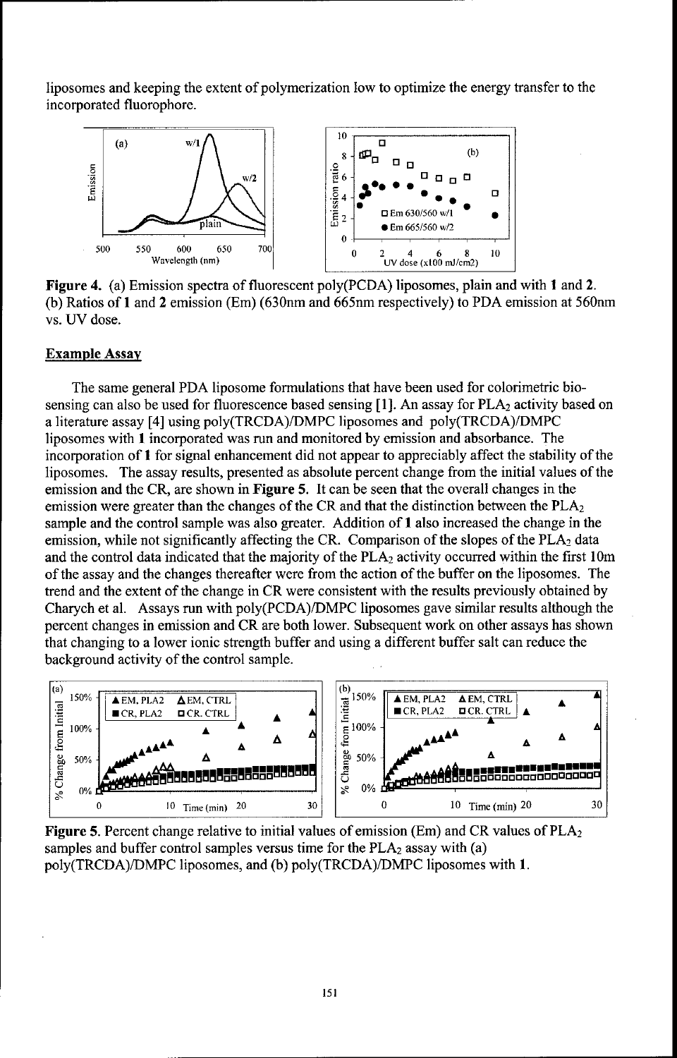liposomes and keeping the extent of polymerization low to optimize the energy transfer to the incorporated fluorophore.

**Figure 4.** (a) Emission spectra of fluorescent poly(PCDA) liposomes, plain and with **1** and **2**. (b) Ratios of **1** and **2** emission (Em) (630nm and 665nm respectively) to PDA emission at 560nm vs. UV dose.

## Example Assay

The same general PDA liposome formulations that have been used for colorimetric bio-sensing can also be used for fluorescence based sensing [1]. An assay for $PLA_2$ activity based on a literature assay [4] using poly(TRCDA)/DMPC liposomes and poly(TRCDA)/DMPC liposomes with **1** incorporated was run and monitored by emission and absorbance. The incorporation of **1** for signal enhancement did not appear to appreciably affect the stability of the liposomes. The assay results, presented as absolute percent change from the initial values of the emission and the CR, are shown in **Figure 5.** It can be seen that the overall changes in the emission were greater than the changes of the CR and that the distinction between the $PLA_2$ sample and the control sample was also greater. Addition of **1** also increased the change in the emission, while not significantly affecting the CR. Comparison of the slopes of the $PLA_2$ data and the control data indicated that the majority of the $PLA_2$ activity occurred within the first 10m of the assay and the changes thereafter were from the action of the buffer on the liposomes. The trend and the extent of the change in CR were consistent with the results previously obtained by Charych et al. Assays run with poly(PCDA)/DMPC liposomes gave similar results although the percent changes in emission and CR are both lower. Subsequent work on other assays has shown that changing to a lower ionic strength buffer and using a different buffer salt can reduce the background activity of the control sample.

**Figure 5.** Percent change relative to initial values of emission (Em) and CR values of $PLA_2$ samples and buffer control samples versus time for the $PLA_2$ assay with (a) poly(TRCDA)/DMPC liposomes, and (b) poly(TRCDA)/DMPC liposomes with **1**.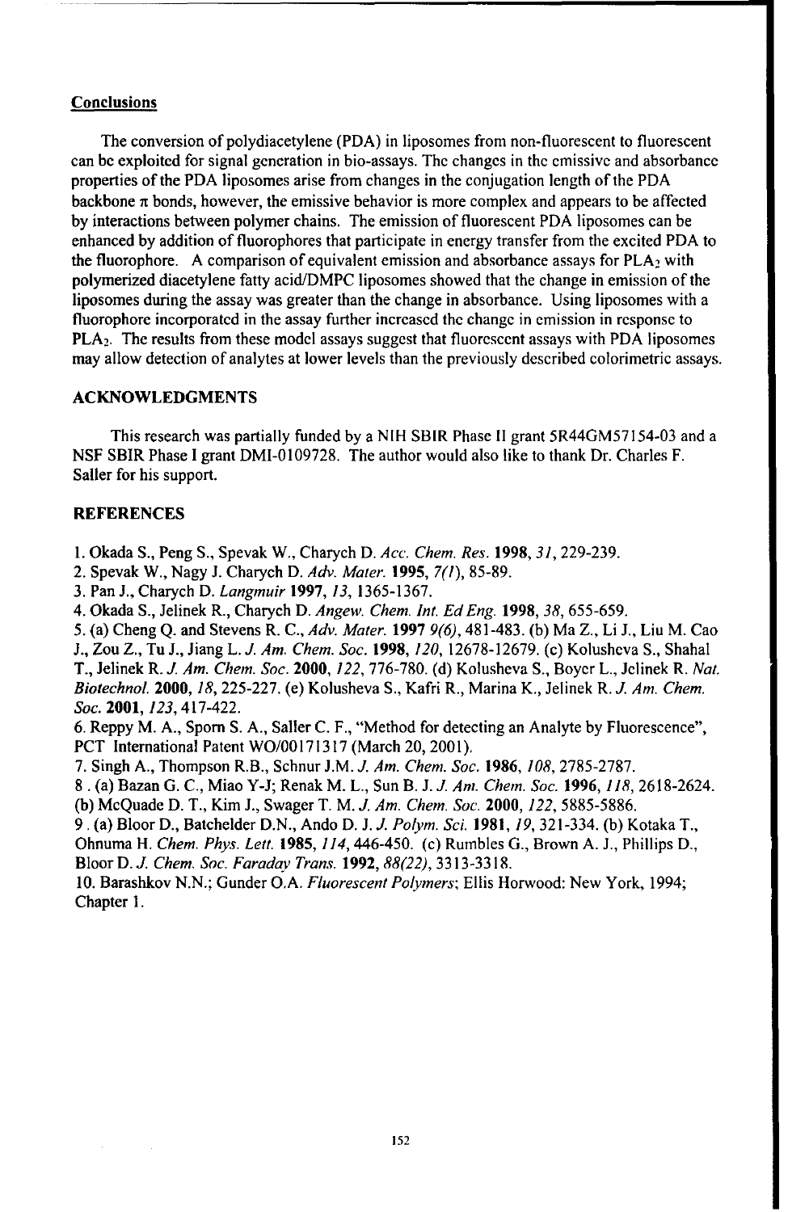## Conclusions

The conversion of polydiacetylene (PDA) in liposomes from non-fluorescent to fluorescent can be exploited for signal generation in bio-assays. The changes in the emissive and absorbance properties of the PDA liposomes arise from changes in the conjugation length of the PDA backbone $\pi$ bonds, however, the emissive behavior is more complex and appears to be affected by interactions between polymer chains. The emission of fluorescent PDA liposomes can be enhanced by addition of fluorophores that participate in energy transfer from the excited PDA to the fluorophore. A comparison of equivalent emission and absorbance assays for $PLA_2$ with polymerized diacetylene fatty acid/DMPC liposomes showed that the change in emission of the liposomes during the assay was greater than the change in absorbance. Using liposomes with a fluorophore incorporated in the assay further increased the change in emission in response to $PLA_2$. The results from these model assays suggest that fluorescent assays with PDA liposomes may allow detection of analytes at lower levels than the previously described colorimetric assays.

## ACKNOWLEDGMENTS

This research was partially funded by a NIH SBIR Phase II grant 5R44GM57154-03 and a NSF SBIR Phase I grant DMI-0109728. The author would also like to thank Dr. Charles F. Saller for his support.

## REFERENCES

1. Okada S., Peng S., Spevak W., Charych D. *Acc. Chem. Res.* **1998**, *31*, 229-239.
2. Spevak W., Nagy J. Charych D. *Adv. Mater.* **1995**, *7(1)*, 85-89.
3. Pan J., Charych D. *Langmuir* **1997**, *13*, 1365-1367.
4. Okada S., Jelinek R., Charych D. *Angew. Chem. Int. Ed Eng.* **1998**, *38*, 655-659.
5. (a) Cheng Q. and Stevens R. C., *Adv. Mater.* **1997** *9(6)*, 481-483. (b) Ma Z., Li J., Liu M. Cao J., Zou Z., Tu J., Jiang L. *J. Am. Chem. Soc.* **1998**, *120*, 12678-12679. (c) Kolusheva S., Shahal T., Jelinek R. *J. Am. Chem. Soc.* **2000**, *122*, 776-780. (d) Kolusheva S., Boyer L., Jelinek R. *Nat. Biotechnol.* **2000**, *18*, 225-227. (e) Kolusheva S., Kafri R., Marina K., Jelinek R. *J. Am. Chem. Soc.* **2001**, *123*, 417-422.
6. Reppy M. A., Sporn S. A., Saller C. F., "Method for detecting an Analyte by Fluorescence", PCT International Patent WO/00171317 (March 20, 2001).
7. Singh A., Thompson R.B., Schnur J.M. *J. Am. Chem. Soc.* **1986**, *108*, 2785-2787.
8. (a) Bazan G. C., Miao Y-J; Renak M. L., Sun B. J. *J. Am. Chem. Soc.* **1996**, *118*, 2618-2624. (b) McQuade D. T., Kim J., Swager T. M. *J. Am. Chem. Soc.* **2000**, *122*, 5885-5886.
9. (a) Bloor D., Batchelder D.N., Ando D. J. *J. Polym. Sci.* **1981**, *19*, 321-334. (b) Kotaka T., Ohnuma H. *Chem. Phys. Lett.* **1985**, *114*, 446-450. (c) Rumbles G., Brown A. J., Phillips D., Bloor D. *J. Chem. Soc. Faraday Trans.* **1992**, *88(22)*, 3313-3318.
10. Barashkov N.N.; Gunder O.A. *Fluorescent Polymers*; Ellis Horwood: New York, 1994; Chapter 1.